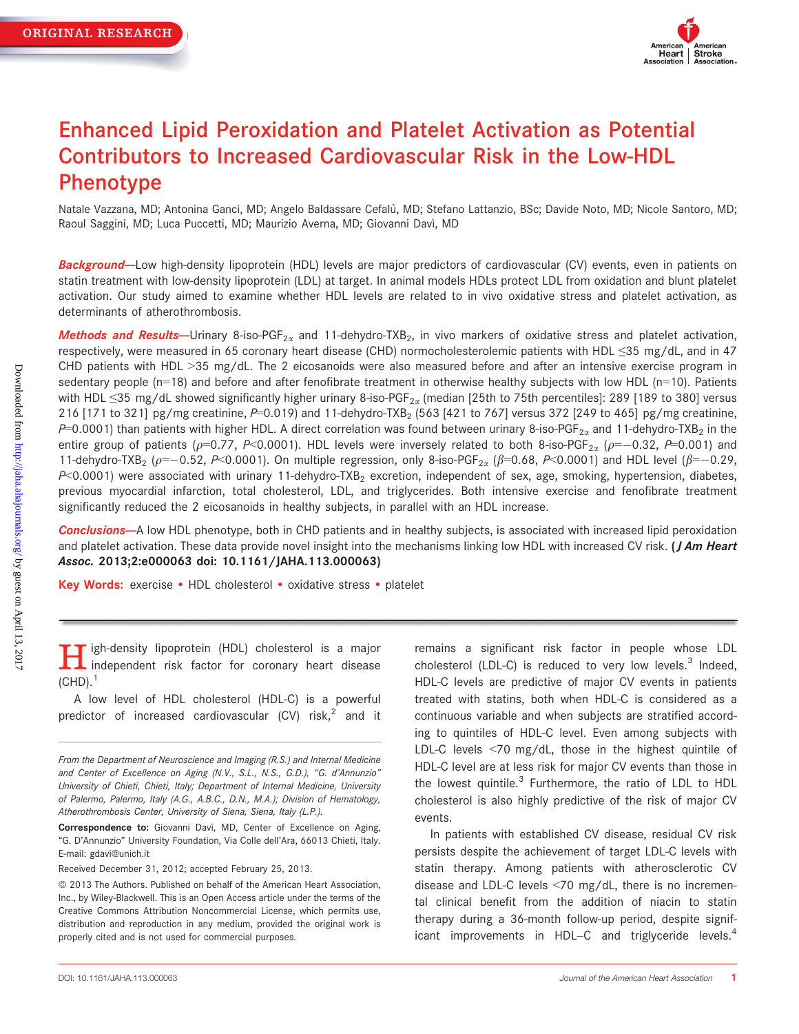ORIGINAL RESEARCH

# Enhanced Lipid Peroxidation and Platelet Activation as Potential Contributors to Increased Cardiovascular Risk in the Low-HDL Phenotype

Natale Vazzana, MD; Antonina Ganci, MD; Angelo Baldassare Cefalù, MD; Stefano Lattanzio, BSc; Davide Noto, MD; Nicole Santoro, MD; Raoul Saggini, MD; Luca Puccetti, MD; Maurizio Averna, MD; Giovanni Davì, MD

***Background*—**Low high-density lipoprotein (HDL) levels are major predictors of cardiovascular (CV) events, even in patients on statin treatment with low-density lipoprotein (LDL) at target. In animal models HDLs protect LDL from oxidation and blunt platelet activation. Our study aimed to examine whether HDL levels are related to in vivo oxidative stress and platelet activation, as determinants of atherothrombosis.

***Methods and Results*—**Urinary 8-iso-$PGF_{2\alpha}$ and 11-dehydro-$TXB_2$, in vivo markers of oxidative stress and platelet activation, respectively, were measured in 65 coronary heart disease (CHD) normocholesterolemic patients with HDL ≤35 mg/dL, and in 47 CHD patients with HDL >35 mg/dL. The 2 eicosanoids were also measured before and after an intensive exercise program in sedentary people (n=18) and before and after fenofibrate treatment in otherwise healthy subjects with low HDL (n=10). Patients with HDL ≤35 mg/dL showed significantly higher urinary 8-iso-$PGF_{2\alpha}$ (median [25th to 75th percentiles]: 289 [189 to 380] versus 216 [171 to 321] pg/mg creatinine, $P$=0.019) and 11-dehydro-$TXB_2$ (563 [421 to 767] versus 372 [249 to 465] pg/mg creatinine, $P$=0.0001) than patients with higher HDL. A direct correlation was found between urinary 8-iso-$PGF_{2\alpha}$ and 11-dehydro-$TXB_2$ in the entire group of patients ($\rho$=0.77, $P$<0.0001). HDL levels were inversely related to both 8-iso-$PGF_{2\alpha}$ ($\rho$=−0.32, $P$=0.001) and 11-dehydro-$TXB_2$ ($\rho$=−0.52, $P$<0.0001). On multiple regression, only 8-iso-$PGF_{2\alpha}$ ($\beta$=0.68, $P$<0.0001) and HDL level ($\beta$=−0.29, $P$<0.0001) were associated with urinary 11-dehydro-$TXB_2$ excretion, independent of sex, age, smoking, hypertension, diabetes, previous myocardial infarction, total cholesterol, LDL, and triglycerides. Both intensive exercise and fenofibrate treatment significantly reduced the 2 eicosanoids in healthy subjects, in parallel with an HDL increase.

***Conclusions*—**A low HDL phenotype, both in CHD patients and in healthy subjects, is associated with increased lipid peroxidation and platelet activation. These data provide novel insight into the mechanisms linking low HDL with increased CV risk. **(*J Am Heart Assoc.* 2013;2:e000063 doi: 10.1161/JAHA.113.000063)**

**Key Words:** exercise • HDL cholesterol • oxidative stress • platelet

High-density lipoprotein (HDL) cholesterol is a major independent risk factor for coronary heart disease (CHD).[1]

A low level of HDL cholesterol (HDL-C) is a powerful predictor of increased cardiovascular (CV) risk,[2] and it remains a significant risk factor in people whose LDL cholesterol (LDL-C) is reduced to very low levels.[3] Indeed, HDL-C levels are predictive of major CV events in patients treated with statins, both when HDL-C is considered as a continuous variable and when subjects are stratified according to quintiles of HDL-C level. Even among subjects with LDL-C levels <70 mg/dL, those in the highest quintile of HDL-C level are at less risk for major CV events than those in the lowest quintile.[3] Furthermore, the ratio of LDL to HDL cholesterol is also highly predictive of the risk of major CV events.

In patients with established CV disease, residual CV risk persists despite the achievement of target LDL-C levels with statin therapy. Among patients with atherosclerotic CV disease and LDL-C levels <70 mg/dL, there is no incremental clinical benefit from the addition of niacin to statin therapy during a 36-month follow-up period, despite significant improvements in HDL–C and triglyceride levels.[4]

*From the Department of Neuroscience and Imaging (R.S.) and Internal Medicine and Center of Excellence on Aging (N.V., S.L., N.S., G.D.), "G. d'Annunzio" University of Chieti, Chieti, Italy; Department of Internal Medicine, University of Palermo, Palermo, Italy (A.G., A.B.C., D.N., M.A.); Division of Hematology, Atherothrombosis Center, University of Siena, Siena, Italy (L.P.).*

**Correspondence to:** Giovanni Davì, MD, Center of Excellence on Aging, "G. D'Annunzio" University Foundation, Via Colle dell'Ara, 66013 Chieti, Italy. E-mail: gdavi@unich.it

Received December 31, 2012; accepted February 25, 2013.

© 2013 The Authors. Published on behalf of the American Heart Association, Inc., by Wiley-Blackwell. This is an Open Access article under the terms of the Creative Commons Attribution Noncommercial License, which permits use, distribution and reproduction in any medium, provided the original work is properly cited and is not used for commercial purposes.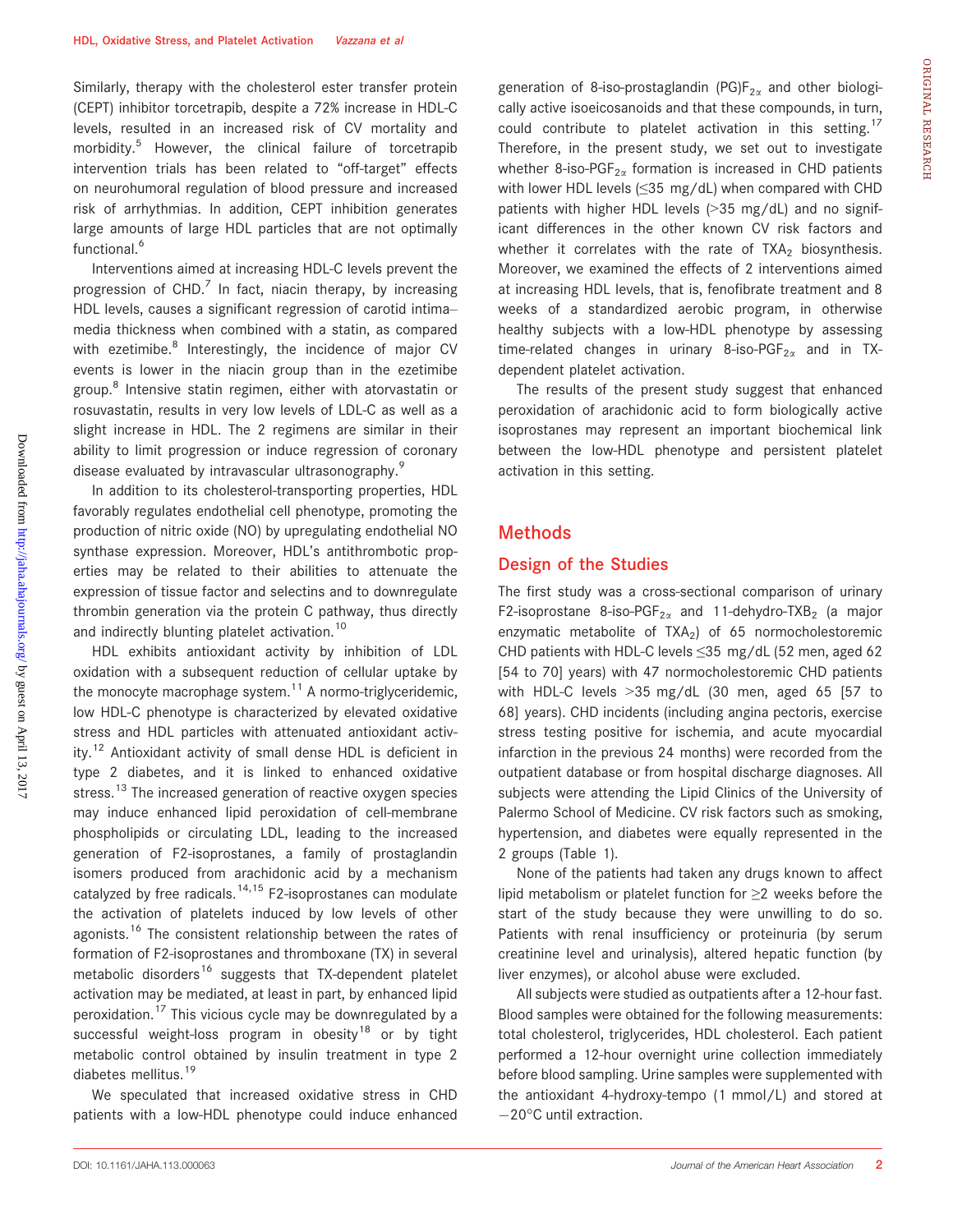Similarly, therapy with the cholesterol ester transfer protein (CEPT) inhibitor torcetrapib, despite a 72% increase in HDL-C levels, resulted in an increased risk of CV mortality and morbidity.[5] However, the clinical failure of torcetrapib intervention trials has been related to "off-target" effects on neurohumoral regulation of blood pressure and increased risk of arrhythmias. In addition, CEPT inhibition generates large amounts of large HDL particles that are not optimally functional.[6]

Interventions aimed at increasing HDL-C levels prevent the progression of CHD.[7] In fact, niacin therapy, by increasing HDL levels, causes a significant regression of carotid intima–media thickness when combined with a statin, as compared with ezetimibe.[8] Interestingly, the incidence of major CV events is lower in the niacin group than in the ezetimibe group.[8] Intensive statin regimen, either with atorvastatin or rosuvastatin, results in very low levels of LDL-C as well as a slight increase in HDL. The 2 regimens are similar in their ability to limit progression or induce regression of coronary disease evaluated by intravascular ultrasonography.[9]

In addition to its cholesterol-transporting properties, HDL favorably regulates endothelial cell phenotype, promoting the production of nitric oxide (NO) by upregulating endothelial NO synthase expression. Moreover, HDL's antithrombotic properties may be related to their abilities to attenuate the expression of tissue factor and selectins and to downregulate thrombin generation via the protein C pathway, thus directly and indirectly blunting platelet activation.[10]

HDL exhibits antioxidant activity by inhibition of LDL oxidation with a subsequent reduction of cellular uptake by the monocyte macrophage system.[11] A normo-triglyceridemic, low HDL-C phenotype is characterized by elevated oxidative stress and HDL particles with attenuated antioxidant activity.[12] Antioxidant activity of small dense HDL is deficient in type 2 diabetes, and it is linked to enhanced oxidative stress.[13] The increased generation of reactive oxygen species may induce enhanced lipid peroxidation of cell-membrane phospholipids or circulating LDL, leading to the increased generation of F2-isoprostanes, a family of prostaglandin isomers produced from arachidonic acid by a mechanism catalyzed by free radicals.[14,15] F2-isoprostanes can modulate the activation of platelets induced by low levels of other agonists.[16] The consistent relationship between the rates of formation of F2-isoprostanes and thromboxane (TX) in several metabolic disorders[16] suggests that TX-dependent platelet activation may be mediated, at least in part, by enhanced lipid peroxidation.[17] This vicious cycle may be downregulated by a successful weight-loss program in obesity[18] or by tight metabolic control obtained by insulin treatment in type 2 diabetes mellitus.[19]

We speculated that increased oxidative stress in CHD patients with a low-HDL phenotype could induce enhanced generation of 8-iso-prostaglandin (PG)$F_{2\alpha}$ and other biologically active isoeicosanoids and that these compounds, in turn, could contribute to platelet activation in this setting.[17] Therefore, in the present study, we set out to investigate whether 8-iso-PG$F_{2\alpha}$ formation is increased in CHD patients with lower HDL levels (≤35 mg/dL) when compared with CHD patients with higher HDL levels (>35 mg/dL) and no significant differences in the other known CV risk factors and whether it correlates with the rate of $TXA_2$ biosynthesis. Moreover, we examined the effects of 2 interventions aimed at increasing HDL levels, that is, fenofibrate treatment and 8 weeks of a standardized aerobic program, in otherwise healthy subjects with a low-HDL phenotype by assessing time-related changes in urinary 8-iso-PG$F_{2\alpha}$ and in TX-dependent platelet activation.

The results of the present study suggest that enhanced peroxidation of arachidonic acid to form biologically active isoprostanes may represent an important biochemical link between the low-HDL phenotype and persistent platelet activation in this setting.

## Methods

### Design of the Studies

The first study was a cross-sectional comparison of urinary F2-isoprostane 8-iso-PG$F_{2\alpha}$ and 11-dehydro-$TXB_2$ (a major enzymatic metabolite of $TXA_2$) of 65 normocholestoremic CHD patients with HDL-C levels ≤35 mg/dL (52 men, aged 62 [54 to 70] years) with 47 normocholestoremic CHD patients with HDL-C levels >35 mg/dL (30 men, aged 65 [57 to 68] years). CHD incidents (including angina pectoris, exercise stress testing positive for ischemia, and acute myocardial infarction in the previous 24 months) were recorded from the outpatient database or from hospital discharge diagnoses. All subjects were attending the Lipid Clinics of the University of Palermo School of Medicine. CV risk factors such as smoking, hypertension, and diabetes were equally represented in the 2 groups (Table 1).

None of the patients had taken any drugs known to affect lipid metabolism or platelet function for ≥2 weeks before the start of the study because they were unwilling to do so. Patients with renal insufficiency or proteinuria (by serum creatinine level and urinalysis), altered hepatic function (by liver enzymes), or alcohol abuse were excluded.

All subjects were studied as outpatients after a 12-hour fast. Blood samples were obtained for the following measurements: total cholesterol, triglycerides, HDL cholesterol. Each patient performed a 12-hour overnight urine collection immediately before blood sampling. Urine samples were supplemented with the antioxidant 4-hydroxy-tempo (1 mmol/L) and stored at −20°C until extraction.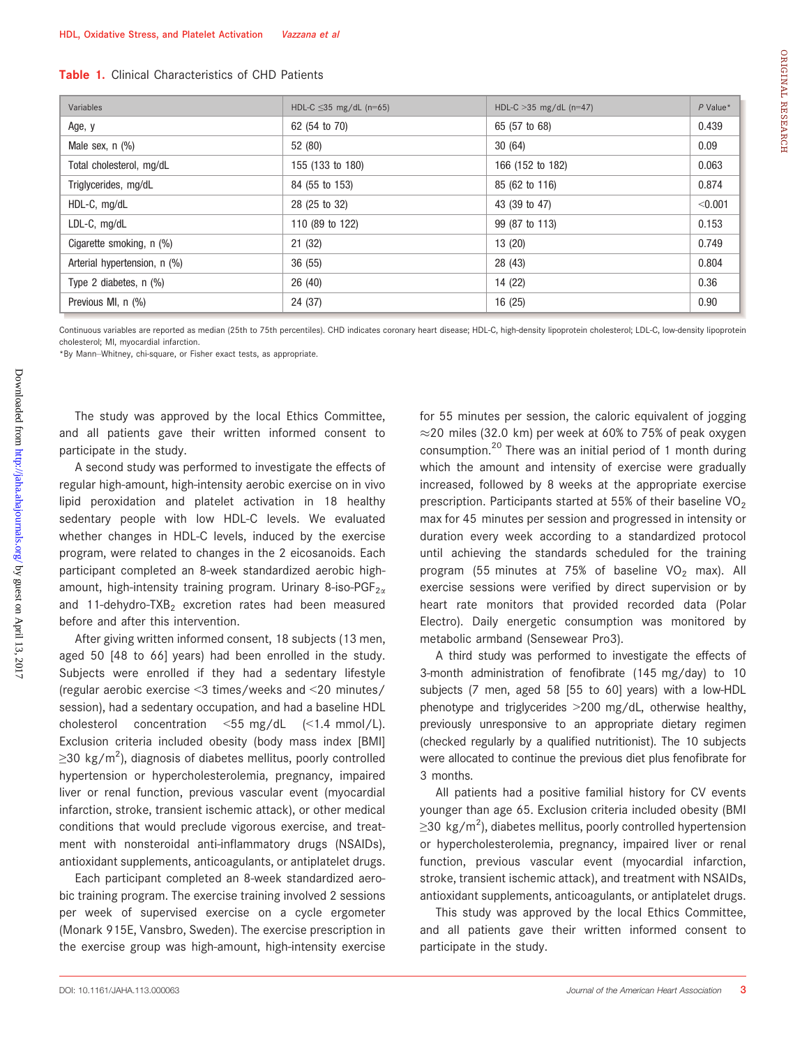**Table 1.** Clinical Characteristics of CHD Patients

| Variables | HDL-C ≤35 mg/dL (n=65) | HDL-C >35 mg/dL (n=47) | P Value* |
|---|---|---|---|
| Age, y | 62 (54 to 70) | 65 (57 to 68) | 0.439 |
| Male sex, n (%) | 52 (80) | 30 (64) | 0.09 |
| Total cholesterol, mg/dL | 155 (133 to 180) | 166 (152 to 182) | 0.063 |
| Triglycerides, mg/dL | 84 (55 to 153) | 85 (62 to 116) | 0.874 |
| HDL-C, mg/dL | 28 (25 to 32) | 43 (39 to 47) | <0.001 |
| LDL-C, mg/dL | 110 (89 to 122) | 99 (87 to 113) | 0.153 |
| Cigarette smoking, n (%) | 21 (32) | 13 (20) | 0.749 |
| Arterial hypertension, n (%) | 36 (55) | 28 (43) | 0.804 |
| Type 2 diabetes, n (%) | 26 (40) | 14 (22) | 0.36 |
| Previous MI, n (%) | 24 (37) | 16 (25) | 0.90 |

Continuous variables are reported as median (25th to 75th percentiles). CHD indicates coronary heart disease; HDL-C, high-density lipoprotein cholesterol; LDL-C, low-density lipoprotein cholesterol; MI, myocardial infarction.

*By Mann–Whitney, chi-square, or Fisher exact tests, as appropriate.

The study was approved by the local Ethics Committee, and all patients gave their written informed consent to participate in the study.

A second study was performed to investigate the effects of regular high-amount, high-intensity aerobic exercise on in vivo lipid peroxidation and platelet activation in 18 healthy sedentary people with low HDL-C levels. We evaluated whether changes in HDL-C levels, induced by the exercise program, were related to changes in the 2 eicosanoids. Each participant completed an 8-week standardized aerobic high-amount, high-intensity training program. Urinary 8-iso-$PGF_{2\alpha}$ and 11-dehydro-$TXB_2$ excretion rates had been measured before and after this intervention.

After giving written informed consent, 18 subjects (13 men, aged 50 [48 to 66] years) had been enrolled in the study. Subjects were enrolled if they had a sedentary lifestyle (regular aerobic exercise <3 times/weeks and <20 minutes/session), had a sedentary occupation, and had a baseline HDL cholesterol concentration <55 mg/dL (<1.4 mmol/L). Exclusion criteria included obesity (body mass index [BMI] ≥30 kg/$m^2$), diagnosis of diabetes mellitus, poorly controlled hypertension or hypercholesterolemia, pregnancy, impaired liver or renal function, previous vascular event (myocardial infarction, stroke, transient ischemic attack), or other medical conditions that would preclude vigorous exercise, and treatment with nonsteroidal anti-inflammatory drugs (NSAIDs), antioxidant supplements, anticoagulants, or antiplatelet drugs.

Each participant completed an 8-week standardized aerobic training program. The exercise training involved 2 sessions per week of supervised exercise on a cycle ergometer (Monark 915E, Vansbro, Sweden). The exercise prescription in the exercise group was high-amount, high-intensity exercise for 55 minutes per session, the caloric equivalent of jogging ≈20 miles (32.0 km) per week at 60% to 75% of peak oxygen consumption.[20] There was an initial period of 1 month during which the amount and intensity of exercise were gradually increased, followed by 8 weeks at the appropriate exercise prescription. Participants started at 55% of their baseline $VO_2$ max for 45 minutes per session and progressed in intensity or duration every week according to a standardized protocol until achieving the standards scheduled for the training program (55 minutes at 75% of baseline $VO_2$ max). All exercise sessions were verified by direct supervision or by heart rate monitors that provided recorded data (Polar Electro). Daily energetic consumption was monitored by metabolic armband (Sensewear Pro3).

A third study was performed to investigate the effects of 3-month administration of fenofibrate (145 mg/day) to 10 subjects (7 men, aged 58 [55 to 60] years) with a low-HDL phenotype and triglycerides >200 mg/dL, otherwise healthy, previously unresponsive to an appropriate dietary regimen (checked regularly by a qualified nutritionist). The 10 subjects were allocated to continue the previous diet plus fenofibrate for 3 months.

All patients had a positive familial history for CV events younger than age 65. Exclusion criteria included obesity (BMI ≥30 kg/$m^2$), diabetes mellitus, poorly controlled hypertension or hypercholesterolemia, pregnancy, impaired liver or renal function, previous vascular event (myocardial infarction, stroke, transient ischemic attack), and treatment with NSAIDs, antioxidant supplements, anticoagulants, or antiplatelet drugs.

This study was approved by the local Ethics Committee, and all patients gave their written informed consent to participate in the study.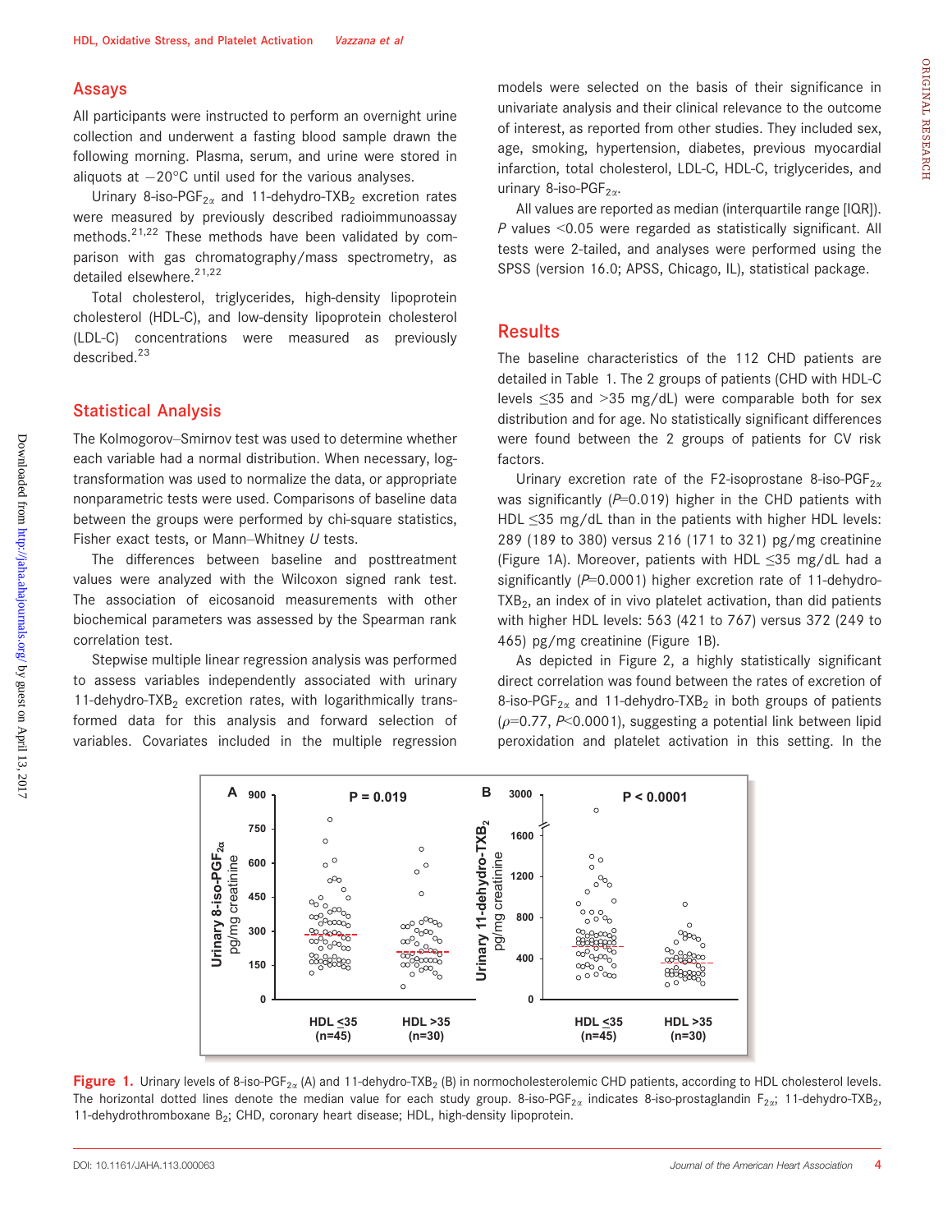## Assays

All participants were instructed to perform an overnight urine collection and underwent a fasting blood sample drawn the following morning. Plasma, serum, and urine were stored in aliquots at −20°C until used for the various analyses.

Urinary 8-iso-PGF$_{2\alpha}$ and 11-dehydro-TXB$_2$ excretion rates were measured by previously described radioimmunoassay methods.[21,22] These methods have been validated by comparison with gas chromatography/mass spectrometry, as detailed elsewhere.[21,22]

Total cholesterol, triglycerides, high-density lipoprotein cholesterol (HDL-C), and low-density lipoprotein cholesterol (LDL-C) concentrations were measured as previously described.[23]

## Statistical Analysis

The Kolmogorov–Smirnov test was used to determine whether each variable had a normal distribution. When necessary, log-transformation was used to normalize the data, or appropriate nonparametric tests were used. Comparisons of baseline data between the groups were performed by chi-square statistics, Fisher exact tests, or Mann–Whitney U tests.

The differences between baseline and posttreatment values were analyzed with the Wilcoxon signed rank test. The association of eicosanoid measurements with other biochemical parameters was assessed by the Spearman rank correlation test.

Stepwise multiple linear regression analysis was performed to assess variables independently associated with urinary 11-dehydro-TXB$_2$ excretion rates, with logarithmically transformed data for this analysis and forward selection of variables. Covariates included in the multiple regression models were selected on the basis of their significance in univariate analysis and their clinical relevance to the outcome of interest, as reported from other studies. They included sex, age, smoking, hypertension, diabetes, previous myocardial infarction, total cholesterol, LDL-C, HDL-C, triglycerides, and urinary 8-iso-PGF$_{2\alpha}$.

All values are reported as median (interquartile range [IQR]). $P$ values <0.05 were regarded as statistically significant. All tests were 2-tailed, and analyses were performed using the SPSS (version 16.0; APSS, Chicago, IL), statistical package.

## Results

The baseline characteristics of the 112 CHD patients are detailed in Table 1. The 2 groups of patients (CHD with HDL-C levels ≤35 and >35 mg/dL) were comparable both for sex distribution and for age. No statistically significant differences were found between the 2 groups of patients for CV risk factors.

Urinary excretion rate of the F2-isoprostane 8-iso-PGF$_{2\alpha}$ was significantly ($P$=0.019) higher in the CHD patients with HDL ≤35 mg/dL than in the patients with higher HDL levels: 289 (189 to 380) versus 216 (171 to 321) pg/mg creatinine (Figure 1A). Moreover, patients with HDL ≤35 mg/dL had a significantly ($P$=0.0001) higher excretion rate of 11-dehydro-TXB$_2$, an index of in vivo platelet activation, than did patients with higher HDL levels: 563 (421 to 767) versus 372 (249 to 465) pg/mg creatinine (Figure 1B).

As depicted in Figure 2, a highly statistically significant direct correlation was found between the rates of excretion of 8-iso-PGF$_{2\alpha}$ and 11-dehydro-TXB$_2$ in both groups of patients ($\rho$=0.77, $P$<0.0001), suggesting a potential link between lipid peroxidation and platelet activation in this setting. In the

**Figure 1.** Urinary levels of 8-iso-PGF$_{2\alpha}$ (A) and 11-dehydro-TXB$_2$ (B) in normocholesterolemic CHD patients, according to HDL cholesterol levels. The horizontal dotted lines denote the median value for each study group. 8-iso-PGF$_{2\alpha}$ indicates 8-iso-prostaglandin F$_{2\alpha}$; 11-dehydro-TXB$_2$, 11-dehydrothromboxane B$_2$; CHD, coronary heart disease; HDL, high-density lipoprotein.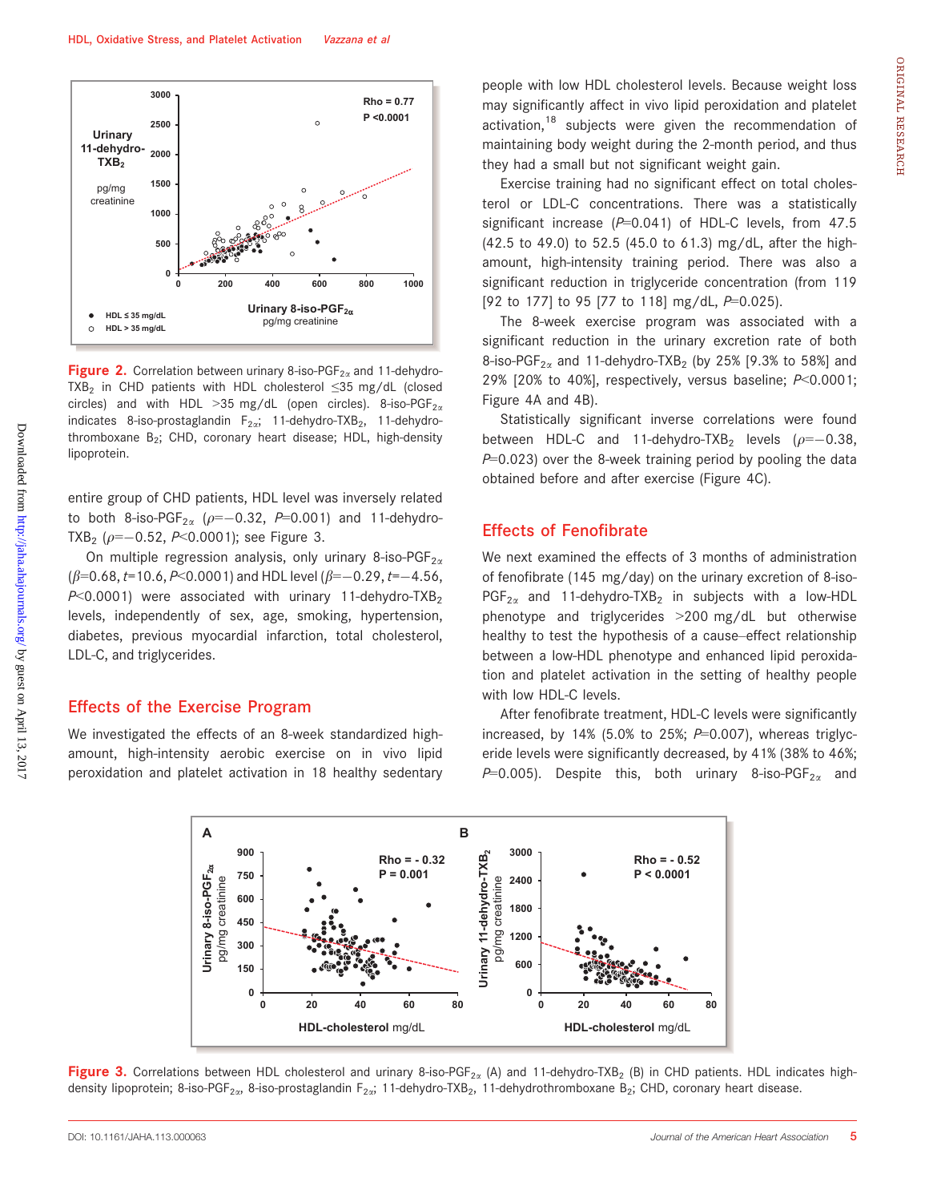Figure 2. Correlation between urinary 8-iso-PGF$_{2\alpha}$ and 11-dehydro-TXB$_2$ in CHD patients with HDL cholesterol ≤35 mg/dL (closed circles) and with HDL >35 mg/dL (open circles). 8-iso-PGF$_{2\alpha}$ indicates 8-iso-prostaglandin F$_{2\alpha}$; 11-dehydro-TXB$_2$, 11-dehydro-thromboxane B$_2$; CHD, coronary heart disease; HDL, high-density lipoprotein.

entire group of CHD patients, HDL level was inversely related to both 8-iso-PGF$_{2\alpha}$ ($\rho$=−0.32, $P$=0.001) and 11-dehydro-TXB$_2$ ($\rho$=−0.52, $P$<0.0001); see Figure 3.

On multiple regression analysis, only urinary 8-iso-PGF$_{2\alpha}$ ($\beta$=0.68, $t$=10.6, $P$<0.0001) and HDL level ($\beta$=−0.29, $t$=−4.56, $P$<0.0001) were associated with urinary 11-dehydro-TXB$_2$ levels, independently of sex, age, smoking, hypertension, diabetes, previous myocardial infarction, total cholesterol, LDL-C, and triglycerides.

## Effects of the Exercise Program

We investigated the effects of an 8-week standardized high-amount, high-intensity aerobic exercise on in vivo lipid peroxidation and platelet activation in 18 healthy sedentary people with low HDL cholesterol levels. Because weight loss may significantly affect in vivo lipid peroxidation and platelet activation,[18] subjects were given the recommendation of maintaining body weight during the 2-month period, and thus they had a small but not significant weight gain.

Exercise training had no significant effect on total cholesterol or LDL-C concentrations. There was a statistically significant increase ($P$=0.041) of HDL-C levels, from 47.5 (42.5 to 49.0) to 52.5 (45.0 to 61.3) mg/dL, after the high-amount, high-intensity training period. There was also a significant reduction in triglyceride concentration (from 119 [92 to 177] to 95 [77 to 118] mg/dL, $P$=0.025).

The 8-week exercise program was associated with a significant reduction in the urinary excretion rate of both 8-iso-PGF$_{2\alpha}$ and 11-dehydro-TXB$_2$ (by 25% [9.3% to 58%] and 29% [20% to 40%], respectively, versus baseline; $P$<0.0001; Figure 4A and 4B).

Statistically significant inverse correlations were found between HDL-C and 11-dehydro-TXB$_2$ levels ($\rho$=−0.38, $P$=0.023) over the 8-week training period by pooling the data obtained before and after exercise (Figure 4C).

## Effects of Fenofibrate

We next examined the effects of 3 months of administration of fenofibrate (145 mg/day) on the urinary excretion of 8-iso-PGF$_{2\alpha}$ and 11-dehydro-TXB$_2$ in subjects with a low-HDL phenotype and triglycerides >200 mg/dL but otherwise healthy to test the hypothesis of a cause–effect relationship between a low-HDL phenotype and enhanced lipid peroxidation and platelet activation in the setting of healthy people with low HDL-C levels.

After fenofibrate treatment, HDL-C levels were significantly increased, by 14% (5.0% to 25%; $P$=0.007), whereas triglyceride levels were significantly decreased, by 41% (38% to 46%; $P$=0.005). Despite this, both urinary 8-iso-PGF$_{2\alpha}$ and

Figure 3. Correlations between HDL cholesterol and urinary 8-iso-PGF$_{2\alpha}$ (A) and 11-dehydro-TXB$_2$ (B) in CHD patients. HDL indicates high-density lipoprotein; 8-iso-PGF$_{2\alpha}$, 8-iso-prostaglandin F$_{2\alpha}$; 11-dehydro-TXB$_2$, 11-dehydrothromboxane B$_2$; CHD, coronary heart disease.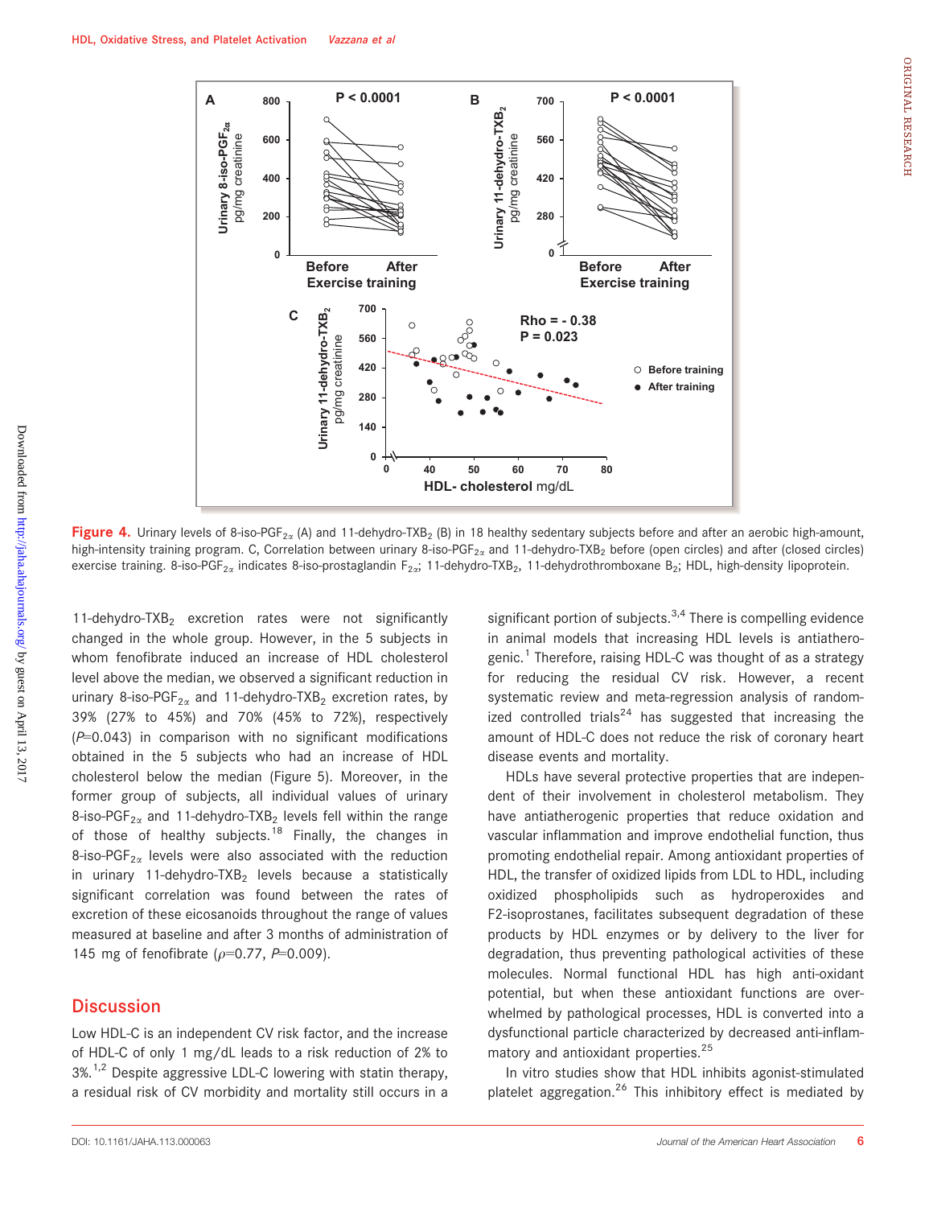**Figure 4.** Urinary levels of 8-iso-PGF$_{2\alpha}$ (A) and 11-dehydro-TXB$_2$ (B) in 18 healthy sedentary subjects before and after an aerobic high-amount, high-intensity training program. C, Correlation between urinary 8-iso-PGF$_{2\alpha}$ and 11-dehydro-TXB$_2$ before (open circles) and after (closed circles) exercise training. 8-iso-PGF$_{2\alpha}$ indicates 8-iso-prostaglandin F$_{2\alpha}$; 11-dehydro-TXB$_2$, 11-dehydrothromboxane B$_2$; HDL, high-density lipoprotein.

11-dehydro-TXB$_2$ excretion rates were not significantly changed in the whole group. However, in the 5 subjects in whom fenofibrate induced an increase of HDL cholesterol level above the median, we observed a significant reduction in urinary 8-iso-PGF$_{2\alpha}$ and 11-dehydro-TXB$_2$ excretion rates, by 39% (27% to 45%) and 70% (45% to 72%), respectively ($P$=0.043) in comparison with no significant modifications obtained in the 5 subjects who had an increase of HDL cholesterol below the median (Figure 5). Moreover, in the former group of subjects, all individual values of urinary 8-iso-PGF$_{2\alpha}$ and 11-dehydro-TXB$_2$ levels fell within the range of those of healthy subjects.[18] Finally, the changes in 8-iso-PGF$_{2\alpha}$ levels were also associated with the reduction in urinary 11-dehydro-TXB$_2$ levels because a statistically significant correlation was found between the rates of excretion of these eicosanoids throughout the range of values measured at baseline and after 3 months of administration of 145 mg of fenofibrate ($\rho$=0.77, $P$=0.009).

## Discussion

Low HDL-C is an independent CV risk factor, and the increase of HDL-C of only 1 mg/dL leads to a risk reduction of 2% to 3%.[1,2] Despite aggressive LDL-C lowering with statin therapy, a residual risk of CV morbidity and mortality still occurs in a significant portion of subjects.[3,4] There is compelling evidence in animal models that increasing HDL levels is antiatherogenic.[1] Therefore, raising HDL-C was thought of as a strategy for reducing the residual CV risk. However, a recent systematic review and meta-regression analysis of randomized controlled trials[24] has suggested that increasing the amount of HDL-C does not reduce the risk of coronary heart disease events and mortality.

HDLs have several protective properties that are independent of their involvement in cholesterol metabolism. They have antiatherogenic properties that reduce oxidation and vascular inflammation and improve endothelial function, thus promoting endothelial repair. Among antioxidant properties of HDL, the transfer of oxidized lipids from LDL to HDL, including oxidized phospholipids such as hydroperoxides and F2-isoprostanes, facilitates subsequent degradation of these products by HDL enzymes or by delivery to the liver for degradation, thus preventing pathological activities of these molecules. Normal functional HDL has high anti-oxidant potential, but when these antioxidant functions are overwhelmed by pathological processes, HDL is converted into a dysfunctional particle characterized by decreased anti-inflammatory and antioxidant properties.[25]

In vitro studies show that HDL inhibits agonist-stimulated platelet aggregation.[26] This inhibitory effect is mediated by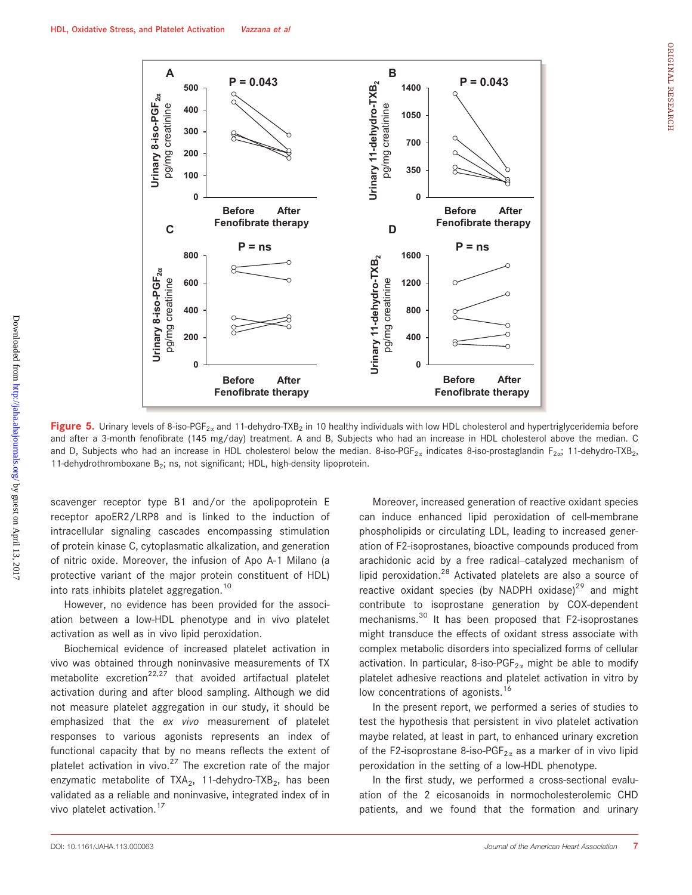**Figure 5.** Urinary levels of 8-iso-$PGF_{2\alpha}$ and 11-dehydro-$TXB_2$ in 10 healthy individuals with low HDL cholesterol and hypertriglyceridemia before and after a 3-month fenofibrate (145 mg/day) treatment. A and B, Subjects who had an increase in HDL cholesterol above the median. C and D, Subjects who had an increase in HDL cholesterol below the median. 8-iso-$PGF_{2\alpha}$ indicates 8-iso-prostaglandin $F_{2\alpha}$; 11-dehydro-$TXB_2$, 11-dehydrothromboxane $B_2$; ns, not significant; HDL, high-density lipoprotein.

scavenger receptor type B1 and/or the apolipoprotein E receptor apoER2/LRP8 and is linked to the induction of intracellular signaling cascades encompassing stimulation of protein kinase C, cytoplasmatic alkalization, and generation of nitric oxide. Moreover, the infusion of Apo A-1 Milano (a protective variant of the major protein constituent of HDL) into rats inhibits platelet aggregation.[10]

However, no evidence has been provided for the association between a low-HDL phenotype and in vivo platelet activation as well as in vivo lipid peroxidation.

Biochemical evidence of increased platelet activation in vivo was obtained through noninvasive measurements of TX metabolite excretion[22,27] that avoided artifactual platelet activation during and after blood sampling. Although we did not measure platelet aggregation in our study, it should be emphasized that the *ex vivo* measurement of platelet responses to various agonists represents an index of functional capacity that by no means reflects the extent of platelet activation in vivo.[27] The excretion rate of the major enzymatic metabolite of $TXA_2$, 11-dehydro-$TXB_2$, has been validated as a reliable and noninvasive, integrated index of in vivo platelet activation.[17]

Moreover, increased generation of reactive oxidant species can induce enhanced lipid peroxidation of cell-membrane phospholipids or circulating LDL, leading to increased generation of F2-isoprostanes, bioactive compounds produced from arachidonic acid by a free radical–catalyzed mechanism of lipid peroxidation.[28] Activated platelets are also a source of reactive oxidant species (by NADPH oxidase)[29] and might contribute to isoprostane generation by COX-dependent mechanisms.[30] It has been proposed that F2-isoprostanes might transduce the effects of oxidant stress associate with complex metabolic disorders into specialized forms of cellular activation. In particular, 8-iso-$PGF_{2\alpha}$ might be able to modify platelet adhesive reactions and platelet activation in vitro by low concentrations of agonists.[16]

In the present report, we performed a series of studies to test the hypothesis that persistent in vivo platelet activation maybe related, at least in part, to enhanced urinary excretion of the F2-isoprostane 8-iso-$PGF_{2\alpha}$ as a marker of in vivo lipid peroxidation in the setting of a low-HDL phenotype.

In the first study, we performed a cross-sectional evaluation of the 2 eicosanoids in normocholesterolemic CHD patients, and we found that the formation and urinary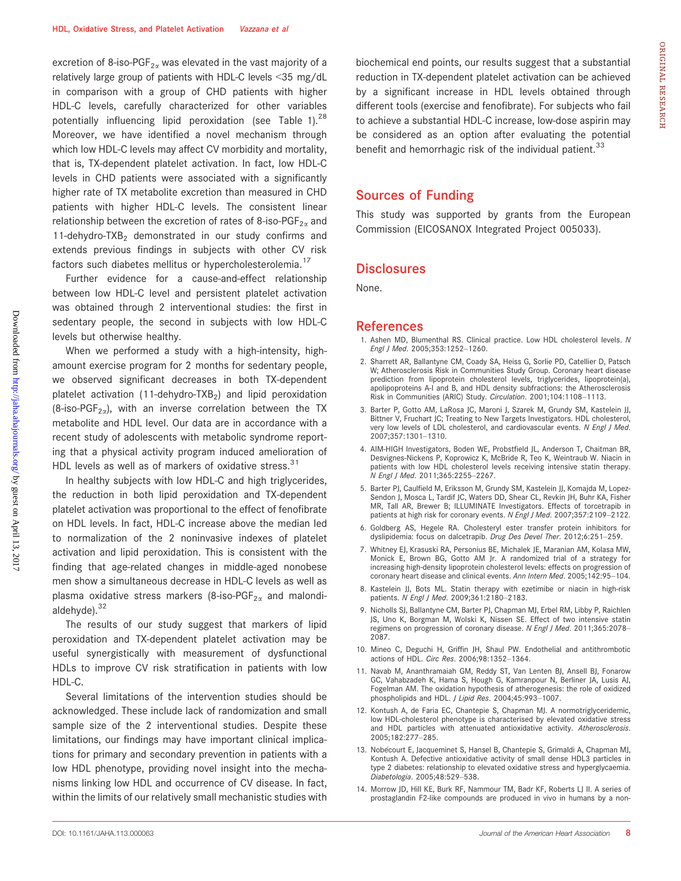excretion of 8-iso-PGF$_{2\alpha}$ was elevated in the vast majority of a relatively large group of patients with HDL-C levels <35 mg/dL in comparison with a group of CHD patients with higher HDL-C levels, carefully characterized for other variables potentially influencing lipid peroxidation (see Table 1).[28] Moreover, we have identified a novel mechanism through which low HDL-C levels may affect CV morbidity and mortality, that is, TX-dependent platelet activation. In fact, low HDL-C levels in CHD patients were associated with a significantly higher rate of TX metabolite excretion than measured in CHD patients with higher HDL-C levels. The consistent linear relationship between the excretion of rates of 8-iso-PGF$_{2\alpha}$ and 11-dehydro-TXB$_2$ demonstrated in our study confirms and extends previous findings in subjects with other CV risk factors such diabetes mellitus or hypercholesterolemia.[17]

Further evidence for a cause-and-effect relationship between low HDL-C level and persistent platelet activation was obtained through 2 interventional studies: the first in sedentary people, the second in subjects with low HDL-C levels but otherwise healthy.

When we performed a study with a high-intensity, high-amount exercise program for 2 months for sedentary people, we observed significant decreases in both TX-dependent platelet activation (11-dehydro-TXB$_2$) and lipid peroxidation (8-iso-PGF$_{2\alpha}$), with an inverse correlation between the TX metabolite and HDL level. Our data are in accordance with a recent study of adolescents with metabolic syndrome reporting that a physical activity program induced amelioration of HDL levels as well as of markers of oxidative stress.[31]

In healthy subjects with low HDL-C and high triglycerides, the reduction in both lipid peroxidation and TX-dependent platelet activation was proportional to the effect of fenofibrate on HDL levels. In fact, HDL-C increase above the median led to normalization of the 2 noninvasive indexes of platelet activation and lipid peroxidation. This is consistent with the finding that age-related changes in middle-aged nonobese men show a simultaneous decrease in HDL-C levels as well as plasma oxidative stress markers (8-iso-PGF$_{2\alpha}$ and malondialdehyde).[32]

The results of our study suggest that markers of lipid peroxidation and TX-dependent platelet activation may be useful synergistically with measurement of dysfunctional HDLs to improve CV risk stratification in patients with low HDL-C.

Several limitations of the intervention studies should be acknowledged. These include lack of randomization and small sample size of the 2 interventional studies. Despite these limitations, our findings may have important clinical implications for primary and secondary prevention in patients with a low HDL phenotype, providing novel insight into the mechanisms linking low HDL and occurrence of CV disease. In fact, within the limits of our relatively small mechanistic studies with biochemical end points, our results suggest that a substantial reduction in TX-dependent platelet activation can be achieved by a significant increase in HDL levels obtained through different tools (exercise and fenofibrate). For subjects who fail to achieve a substantial HDL-C increase, low-dose aspirin may be considered as an option after evaluating the potential benefit and hemorrhagic risk of the individual patient.[33]

## Sources of Funding

This study was supported by grants from the European Commission (EICOSANOX Integrated Project 005033).

## Disclosures

None.

## References

1. Ashen MD, Blumenthal RS. Clinical practice. Low HDL cholesterol levels. *N Engl J Med*. 2005;353:1252–1260.
2. Sharrett AR, Ballantyne CM, Coady SA, Heiss G, Sorlie PD, Catellier D, Patsch W; Atherosclerosis Risk in Communities Study Group. Coronary heart disease prediction from lipoprotein cholesterol levels, triglycerides, lipoprotein(a), apolipoproteins A-I and B, and HDL density subfractions: the Atherosclerosis Risk in Communities (ARIC) Study. *Circulation*. 2001;104:1108–1113.
3. Barter P, Gotto AM, LaRosa JC, Maroni J, Szarek M, Grundy SM, Kastelein JJ, Bittner V, Fruchart JC; Treating to New Targets Investigators. HDL cholesterol, very low levels of LDL cholesterol, and cardiovascular events. *N Engl J Med*. 2007;357:1301–1310.
4. AIM-HIGH Investigators, Boden WE, Probstfield JL, Anderson T, Chaitman BR, Desvignes-Nickens P, Koprowicz K, McBride R, Teo K, Weintraub W. Niacin in patients with low HDL cholesterol levels receiving intensive statin therapy. *N Engl J Med*. 2011;365:2255–2267.
5. Barter PJ, Caulfield M, Eriksson M, Grundy SM, Kastelein JJ, Komajda M, Lopez-Sendon J, Mosca L, Tardif JC, Waters DD, Shear CL, Revkin JH, Buhr KA, Fisher MR, Tall AR, Brewer B; ILLUMINATE Investigators. Effects of torcetrapib in patients at high risk for coronary events. *N Engl J Med*. 2007;357:2109–2122.
6. Goldberg AS, Hegele RA. Cholesteryl ester transfer protein inhibitors for dyslipidemia: focus on dalcetrapib. *Drug Des Devel Ther*. 2012;6:251–259.
7. Whitney EJ, Krasuski RA, Personius BE, Michalek JE, Maranian AM, Kolasa MW, Monick E, Brown BG, Gotto AM Jr. A randomized trial of a strategy for increasing high-density lipoprotein cholesterol levels: effects on progression of coronary heart disease and clinical events. *Ann Intern Med*. 2005;142:95–104.
8. Kastelein JJ, Bots ML. Statin therapy with ezetimibe or niacin in high-risk patients. *N Engl J Med*. 2009;361:2180–2183.
9. Nicholls SJ, Ballantyne CM, Barter PJ, Chapman MJ, Erbel RM, Libby P, Raichlen JS, Uno K, Borgman M, Wolski K, Nissen SE. Effect of two intensive statin regimens on progression of coronary disease. *N Engl J Med*. 2011;365:2078–2087.
10. Mineo C, Deguchi H, Griffin JH, Shaul PW. Endothelial and antithrombotic actions of HDL. *Circ Res*. 2006;98:1352–1364.
11. Navab M, Ananthramaiah GM, Reddy ST, Van Lenten BJ, Ansell BJ, Fonarow GC, Vahabzadeh K, Hama S, Hough G, Kamranpour N, Berliner JA, Lusis AJ, Fogelman AM. The oxidation hypothesis of atherogenesis: the role of oxidized phospholipids and HDL. *J Lipid Res*. 2004;45:993–1007.
12. Kontush A, de Faria EC, Chantepie S, Chapman MJ. A normotriglyceridemic, low HDL-cholesterol phenotype is characterised by elevated oxidative stress and HDL particles with attenuated antioxidative activity. *Atherosclerosis*. 2005;182:277–285.
13. Nobécourt E, Jacqueminet S, Hansel B, Chantepie S, Grimaldi A, Chapman MJ, Kontush A. Defective antioxidative activity of small dense HDL3 particles in type 2 diabetes: relationship to elevated oxidative stress and hyperglycaemia. *Diabetologia*. 2005;48:529–538.
14. Morrow JD, Hill KE, Burk RF, Nammour TM, Badr KF, Roberts LJ II. A series of prostaglandin F2-like compounds are produced in vivo in humans by a non-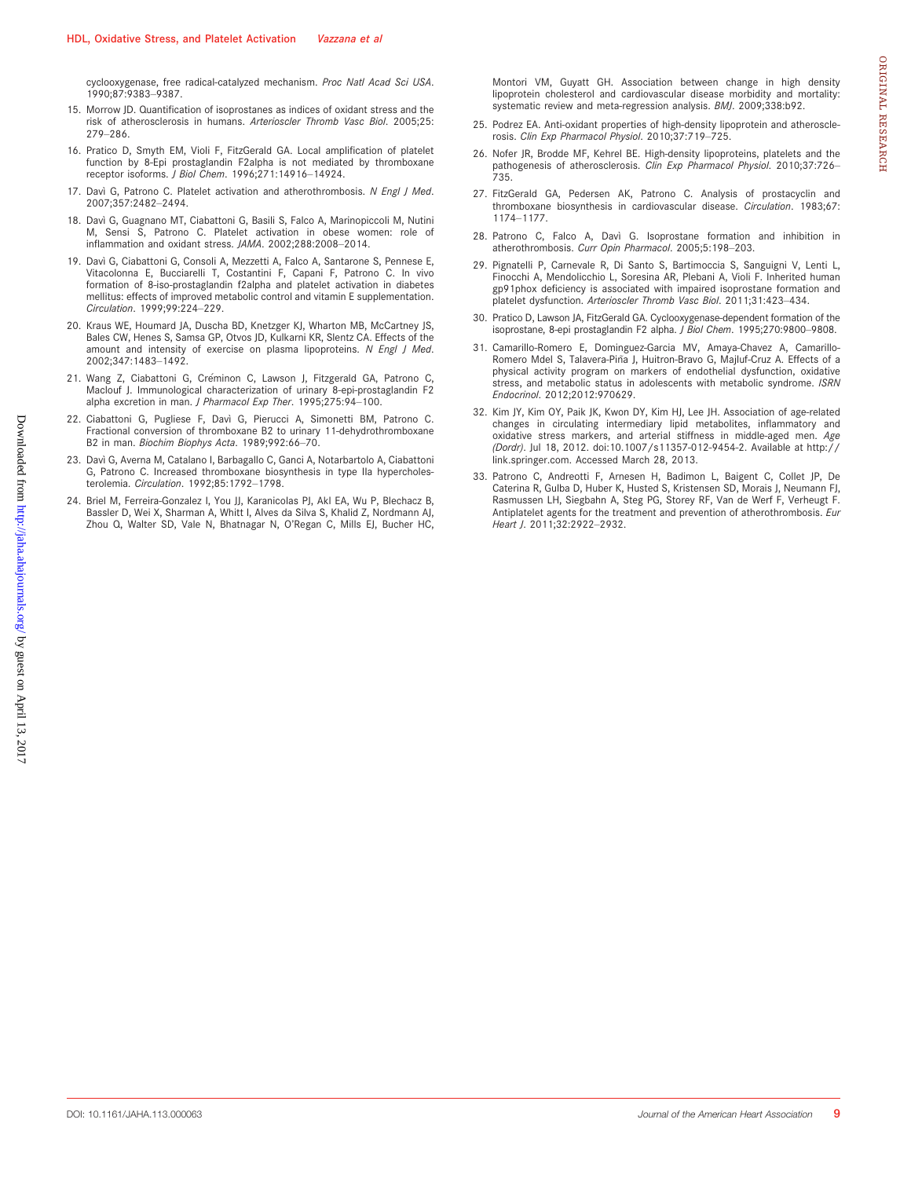cyclooxygenase, free radical-catalyzed mechanism. *Proc Natl Acad Sci USA*. 1990;87:9383–9387.

15. Morrow JD. Quantification of isoprostanes as indices of oxidant stress and the risk of atherosclerosis in humans. *Arterioscler Thromb Vasc Biol*. 2005;25: 279–286.
16. Pratico D, Smyth EM, Violi F, FitzGerald GA. Local amplification of platelet function by 8-Epi prostaglandin F2alpha is not mediated by thromboxane receptor isoforms. *J Biol Chem*. 1996;271:14916–14924.
17. Davì G, Patrono C. Platelet activation and atherothrombosis. *N Engl J Med*. 2007;357:2482–2494.
18. Davì G, Guagnano MT, Ciabattoni G, Basili S, Falco A, Marinopiccoli M, Nutini M, Sensi S, Patrono C. Platelet activation in obese women: role of inflammation and oxidant stress. *JAMA*. 2002;288:2008–2014.
19. Davì G, Ciabattoni G, Consoli A, Mezzetti A, Falco A, Santarone S, Pennese E, Vitacolonna E, Bucciarelli T, Costantini F, Capani F, Patrono C. In vivo formation of 8-iso-prostaglandin f2alpha and platelet activation in diabetes mellitus: effects of improved metabolic control and vitamin E supplementation. *Circulation*. 1999;99:224–229.
20. Kraus WE, Houmard JA, Duscha BD, Knetzger KJ, Wharton MB, McCartney JS, Bales CW, Henes S, Samsa GP, Otvos JD, Kulkarni KR, Slentz CA. Effects of the amount and intensity of exercise on plasma lipoproteins. *N Engl J Med*. 2002;347:1483–1492.
21. Wang Z, Ciabattoni G, Créminon C, Lawson J, Fitzgerald GA, Patrono C, Maclouf J. Immunological characterization of urinary 8-epi-prostaglandin F2 alpha excretion in man. *J Pharmacol Exp Ther*. 1995;275:94–100.
22. Ciabattoni G, Pugliese F, Davì G, Pierucci A, Simonetti BM, Patrono C. Fractional conversion of thromboxane B2 to urinary 11-dehydrothromboxane B2 in man. *Biochim Biophys Acta*. 1989;992:66–70.
23. Davì G, Averna M, Catalano I, Barbagallo C, Ganci A, Notarbartolo A, Ciabattoni G, Patrono C. Increased thromboxane biosynthesis in type IIa hypercholesterolemia. *Circulation*. 1992;85:1792–1798.
24. Briel M, Ferreira-Gonzalez I, You JJ, Karanicolas PJ, Akl EA, Wu P, Blechacz B, Bassler D, Wei X, Sharman A, Whitt I, Alves da Silva S, Khalid Z, Nordmann AJ, Zhou Q, Walter SD, Vale N, Bhatnagar N, O'Regan C, Mills EJ, Bucher HC, Montori VM, Guyatt GH. Association between change in high density lipoprotein cholesterol and cardiovascular disease morbidity and mortality: systematic review and meta-regression analysis. *BMJ*. 2009;338:b92.
25. Podrez EA. Anti-oxidant properties of high-density lipoprotein and atherosclerosis. *Clin Exp Pharmacol Physiol*. 2010;37:719–725.
26. Nofer JR, Brodde MF, Kehrel BE. High-density lipoproteins, platelets and the pathogenesis of atherosclerosis. *Clin Exp Pharmacol Physiol*. 2010;37:726–735.
27. FitzGerald GA, Pedersen AK, Patrono C. Analysis of prostacyclin and thromboxane biosynthesis in cardiovascular disease. *Circulation*. 1983;67: 1174–1177.
28. Patrono C, Falco A, Davì G. Isoprostane formation and inhibition in atherothrombosis. *Curr Opin Pharmacol*. 2005;5:198–203.
29. Pignatelli P, Carnevale R, Di Santo S, Bartimoccia S, Sanguigni V, Lenti L, Finocchi A, Mendolicchio L, Soresina AR, Plebani A, Violi F. Inherited human gp91phox deficiency is associated with impaired isoprostane formation and platelet dysfunction. *Arterioscler Thromb Vasc Biol*. 2011;31:423–434.
30. Pratico D, Lawson JA, FitzGerald GA. Cyclooxygenase-dependent formation of the isoprostane, 8-epi prostaglandin F2 alpha. *J Biol Chem*. 1995;270:9800–9808.
31. Camarillo-Romero E, Dominguez-Garcia MV, Amaya-Chavez A, Camarillo-Romero Mdel S, Talavera-Piña J, Huitron-Bravo G, Majluf-Cruz A. Effects of a physical activity program on markers of endothelial dysfunction, oxidative stress, and metabolic status in adolescents with metabolic syndrome. *ISRN Endocrinol*. 2012;2012:970629.
32. Kim JY, Kim OY, Paik JK, Kwon DY, Kim HJ, Lee JH. Association of age-related changes in circulating intermediary lipid metabolites, inflammatory and oxidative stress markers, and arterial stiffness in middle-aged men. *Age (Dordr)*. Jul 18, 2012. doi:10.1007/s11357-012-9454-2. Available at http://link.springer.com. Accessed March 28, 2013.
33. Patrono C, Andreotti F, Arnesen H, Badimon L, Baigent C, Collet JP, De Caterina R, Gulba D, Huber K, Husted S, Kristensen SD, Morais J, Neumann FJ, Rasmussen LH, Siegbahn A, Steg PG, Storey RF, Van de Werf F, Verheugt F. Antiplatelet agents for the treatment and prevention of atherothrombosis. *Eur Heart J*. 2011;32:2922–2932.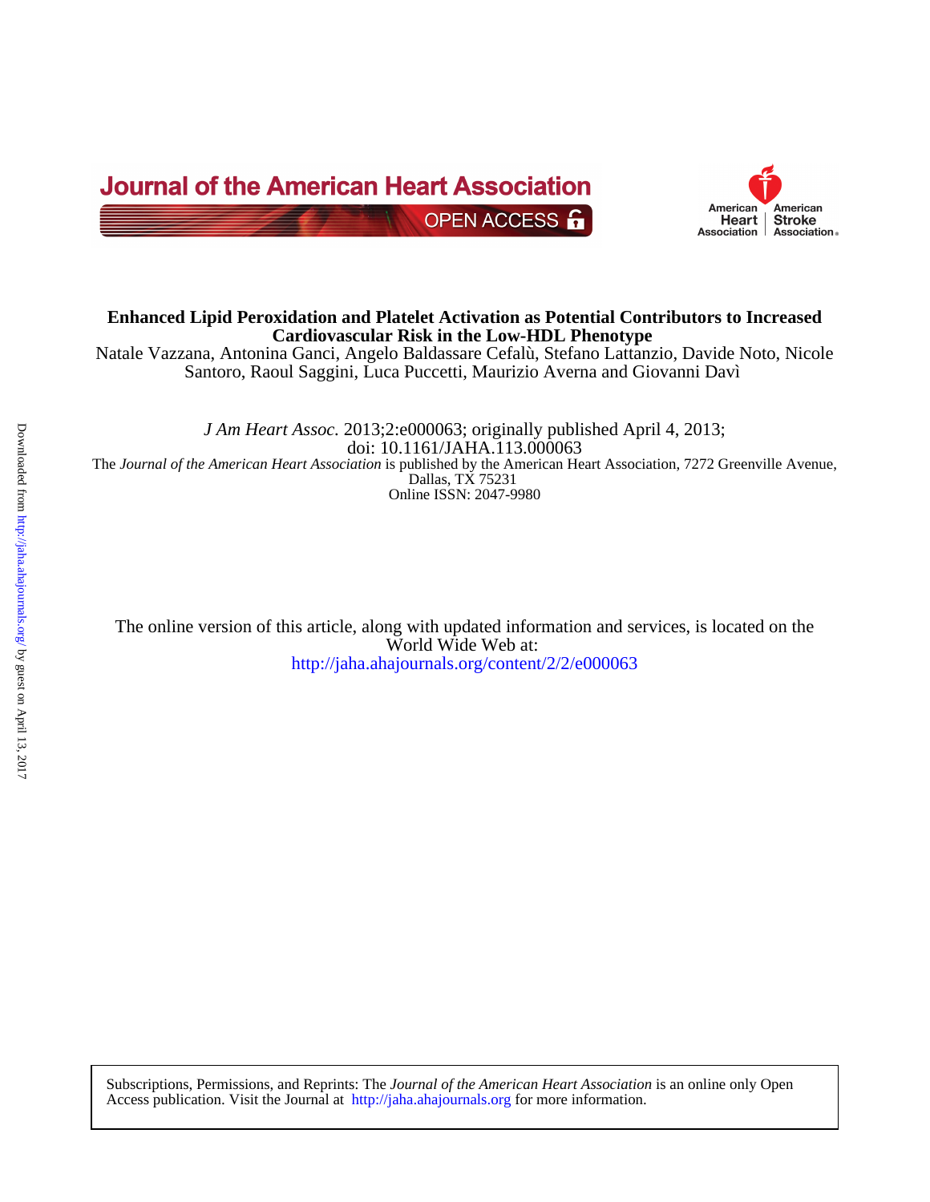Journal of the American Heart Association

OPEN ACCESS

American Heart Association | American Stroke Association

**Enhanced Lipid Peroxidation and Platelet Activation as Potential Contributors to Increased Cardiovascular Risk in the Low-HDL Phenotype**

Natale Vazzana, Antonina Ganci, Angelo Baldassare Cefalù, Stefano Lattanzio, Davide Noto, Nicole Santoro, Raoul Saggini, Luca Puccetti, Maurizio Averna and Giovanni Davì

*J Am Heart Assoc.* 2013;2:e000063; originally published April 4, 2013;
doi: 10.1161/JAHA.113.000063

The *Journal of the American Heart Association* is published by the American Heart Association, 7272 Greenville Avenue, Dallas, TX 75231
Online ISSN: 2047-9980

The online version of this article, along with updated information and services, is located on the World Wide Web at:
http://jaha.ahajournals.org/content/2/2/e000063

Subscriptions, Permissions, and Reprints: The *Journal of the American Heart Association* is an online only Open Access publication. Visit the Journal at http://jaha.ahajournals.org for more information.

Downloaded from http://jaha.ahajournals.org/ by guest on April 13, 2017